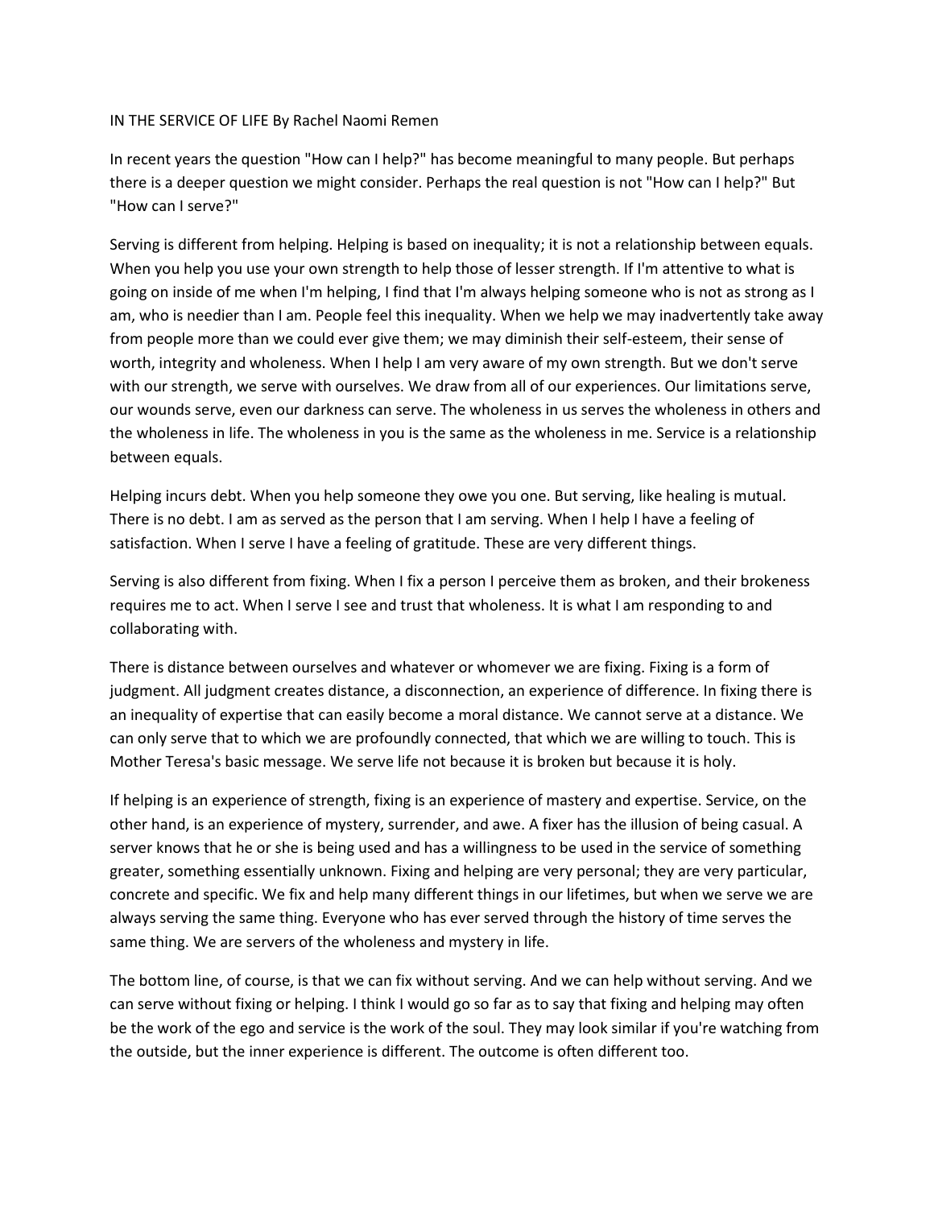IN THE SERVICE OF LIFE By Rachel Naomi Remen

In recent years the question "How can I help?" has become meaningful to many people. But perhaps there is a deeper question we might consider. Perhaps the real question is not "How can I help?" But "How can I serve?"

Serving is different from helping. Helping is based on inequality; it is not a relationship between equals. When you help you use your own strength to help those of lesser strength. If I'm attentive to what is going on inside of me when I'm helping, I find that I'm always helping someone who is not as strong as I am, who is needier than I am. People feel this inequality. When we help we may inadvertently take away from people more than we could ever give them; we may diminish their self-esteem, their sense of worth, integrity and wholeness. When I help I am very aware of my own strength. But we don't serve with our strength, we serve with ourselves. We draw from all of our experiences. Our limitations serve, our wounds serve, even our darkness can serve. The wholeness in us serves the wholeness in others and the wholeness in life. The wholeness in you is the same as the wholeness in me. Service is a relationship between equals.

Helping incurs debt. When you help someone they owe you one. But serving, like healing is mutual. There is no debt. I am as served as the person that I am serving. When I help I have a feeling of satisfaction. When I serve I have a feeling of gratitude. These are very different things.

Serving is also different from fixing. When I fix a person I perceive them as broken, and their brokeness requires me to act. When I serve I see and trust that wholeness. It is what I am responding to and collaborating with.

There is distance between ourselves and whatever or whomever we are fixing. Fixing is a form of judgment. All judgment creates distance, a disconnection, an experience of difference. In fixing there is an inequality of expertise that can easily become a moral distance. We cannot serve at a distance. We can only serve that to which we are profoundly connected, that which we are willing to touch. This is Mother Teresa's basic message. We serve life not because it is broken but because it is holy.

If helping is an experience of strength, fixing is an experience of mastery and expertise. Service, on the other hand, is an experience of mystery, surrender, and awe. A fixer has the illusion of being casual. A server knows that he or she is being used and has a willingness to be used in the service of something greater, something essentially unknown. Fixing and helping are very personal; they are very particular, concrete and specific. We fix and help many different things in our lifetimes, but when we serve we are always serving the same thing. Everyone who has ever served through the history of time serves the same thing. We are servers of the wholeness and mystery in life.

The bottom line, of course, is that we can fix without serving. And we can help without serving. And we can serve without fixing or helping. I think I would go so far as to say that fixing and helping may often be the work of the ego and service is the work of the soul. They may look similar if you're watching from the outside, but the inner experience is different. The outcome is often different too.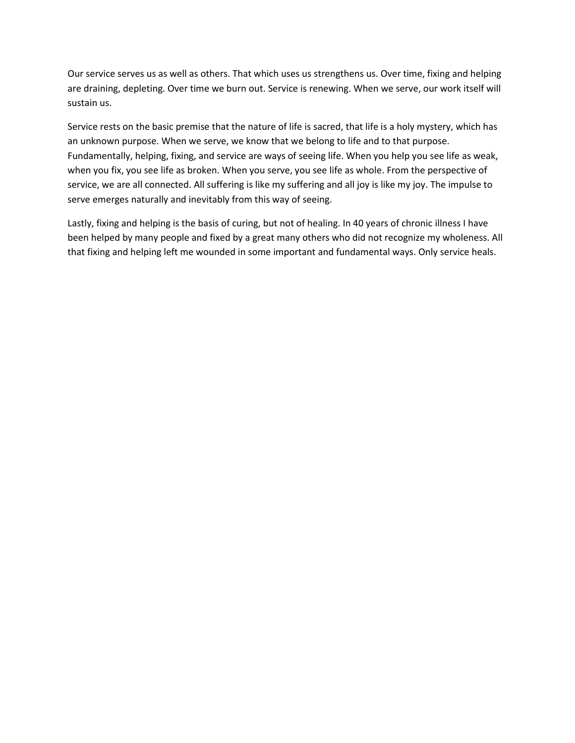Our service serves us as well as others. That which uses us strengthens us. Over time, fixing and helping are draining, depleting. Over time we burn out. Service is renewing. When we serve, our work itself will sustain us.

Service rests on the basic premise that the nature of life is sacred, that life is a holy mystery, which has an unknown purpose. When we serve, we know that we belong to life and to that purpose. Fundamentally, helping, fixing, and service are ways of seeing life. When you help you see life as weak, when you fix, you see life as broken. When you serve, you see life as whole. From the perspective of service, we are all connected. All suffering is like my suffering and all joy is like my joy. The impulse to serve emerges naturally and inevitably from this way of seeing.

Lastly, fixing and helping is the basis of curing, but not of healing. In 40 years of chronic illness I have been helped by many people and fixed by a great many others who did not recognize my wholeness. All that fixing and helping left me wounded in some important and fundamental ways. Only service heals.